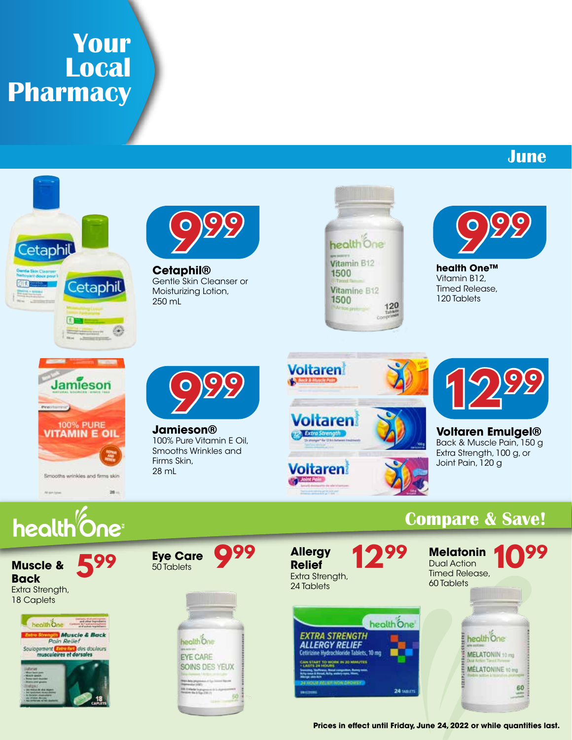# Your Local Pharmacy

## June

**9.99**

**Cetaphil®**
Gentle Skin Cleanser or Moisturizing Lotion, 250 mL

**9.99**

**health One™**
Vitamin B12, Timed Release, 120 Tablets

**9.99**

**Jamieson®**
100% Pure Vitamin E Oil, Smooths Wrinkles and Firms Skin, 28 mL

**12.99**

**Voltaren Emulgel®**
Back & Muscle Pain, 150 g
Extra Strength, 100 g, or
Joint Pain, 120 g

## health One — Compare & Save!

**Muscle & Back** 5.99
Extra Strength, 18 Caplets

**Eye Care** 9.99
50 Tablets

**Allergy Relief** 12.99
Extra Strength, 24 Tablets

**Melatonin** 10.99
Dual Action Timed Release, 60 Tablets

**Prices in effect until Friday, June 24, 2022 or while quantities last.**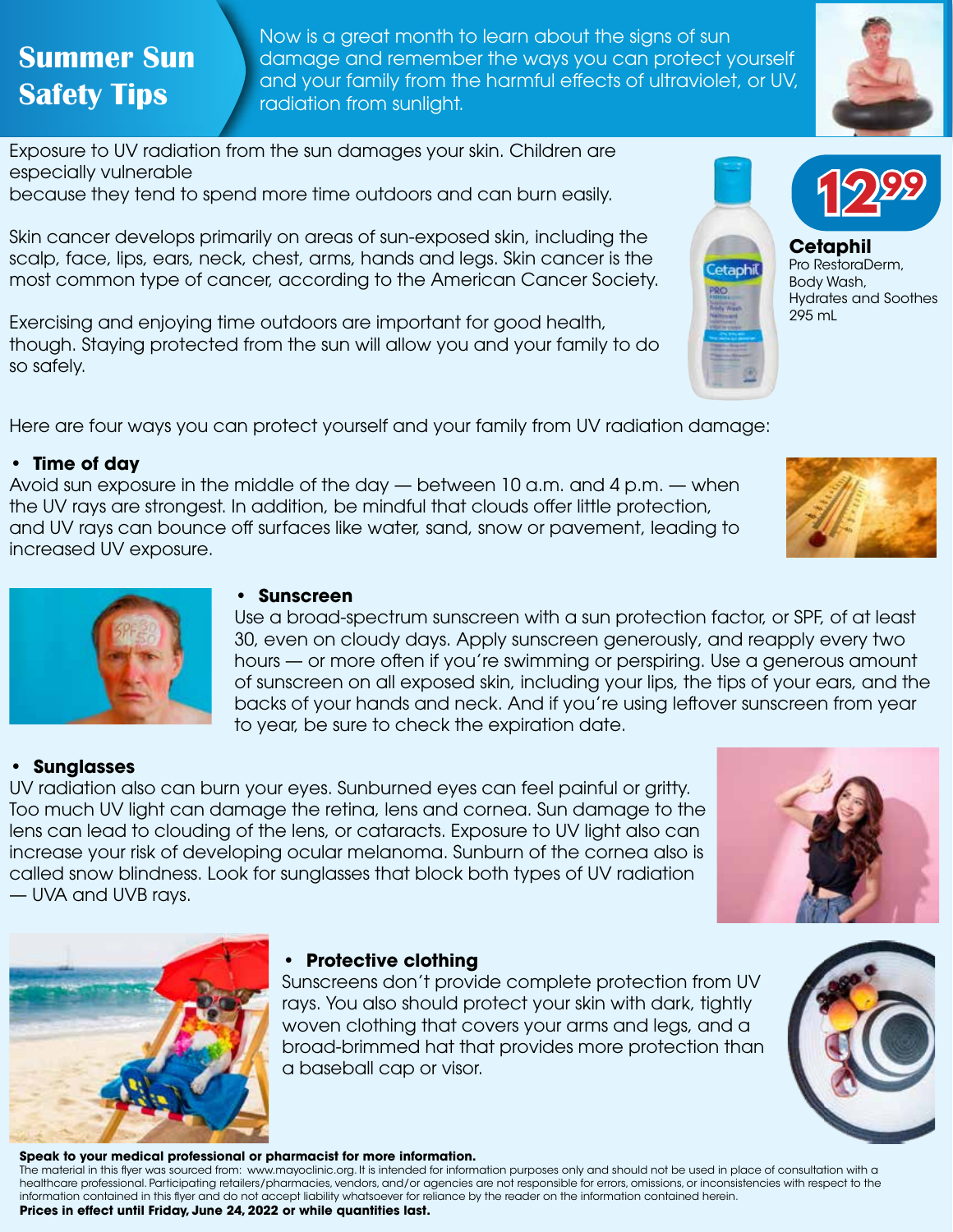# Summer Sun Safety Tips

Now is a great month to learn about the signs of sun damage and remember the ways you can protect yourself and your family from the harmful effects of ultraviolet, or UV, radiation from sunlight.

Exposure to UV radiation from the sun damages your skin. Children are especially vulnerable because they tend to spend more time outdoors and can burn easily.

Skin cancer develops primarily on areas of sun-exposed skin, including the scalp, face, lips, ears, neck, chest, arms, hands and legs. Skin cancer is the most common type of cancer, according to the American Cancer Society.

Exercising and enjoying time outdoors are important for good health, though. Staying protected from the sun will allow you and your family to do so safely.

**12.99**
**Cetaphil**
Pro RestoraDerm, Body Wash, Hydrates and Soothes 295 mL

Here are four ways you can protect yourself and your family from UV radiation damage:

- **Time of day**
  Avoid sun exposure in the middle of the day — between 10 a.m. and 4 p.m. — when the UV rays are strongest. In addition, be mindful that clouds offer little protection, and UV rays can bounce off surfaces like water, sand, snow or pavement, leading to increased UV exposure.

- **Sunscreen**
  Use a broad-spectrum sunscreen with a sun protection factor, or SPF, of at least 30, even on cloudy days. Apply sunscreen generously, and reapply every two hours — or more often if you're swimming or perspiring. Use a generous amount of sunscreen on all exposed skin, including your lips, the tips of your ears, and the backs of your hands and neck. And if you're using leftover sunscreen from year to year, be sure to check the expiration date.

- **Sunglasses**
  UV radiation also can burn your eyes. Sunburned eyes can feel painful or gritty. Too much UV light can damage the retina, lens and cornea. Sun damage to the lens can lead to clouding of the lens, or cataracts. Exposure to UV light also can increase your risk of developing ocular melanoma. Sunburn of the cornea also is called snow blindness. Look for sunglasses that block both types of UV radiation — UVA and UVB rays.

- **Protective clothing**
  Sunscreens don't provide complete protection from UV rays. You also should protect your skin with dark, tightly woven clothing that covers your arms and legs, and a broad-brimmed hat that provides more protection than a baseball cap or visor.

**Speak to your medical professional or pharmacist for more information.**

The material in this flyer was sourced from: www.mayoclinic.org. It is intended for information purposes only and should not be used in place of consultation with a healthcare professional. Participating retailers/pharmacies, vendors, and/or agencies are not responsible for errors, omissions, or inconsistencies with respect to the information contained in this flyer and do not accept liability whatsoever for reliance by the reader on the information contained herein.

**Prices in effect until Friday, June 24, 2022 or while quantities last.**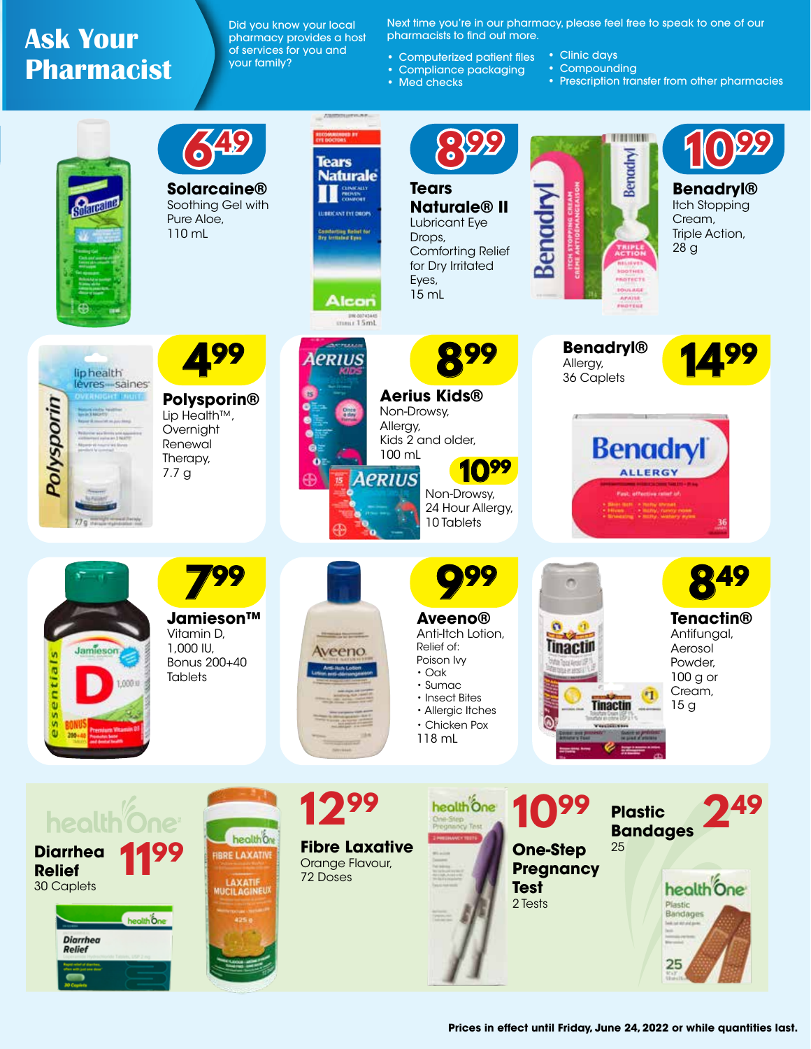# Ask Your Pharmacist

Did you know your local pharmacy provides a host of services for you and your family?

Next time you're in our pharmacy, please feel free to speak to one of our pharmacists to find out more.

- Computerized patient files
- Compliance packaging
- Med checks
- Clinic days
- Compounding
- Prescription transfer from other pharmacies

**6.49**
**Solarcaine®**
Soothing Gel with Pure Aloe, 110 mL

**8.99**
**Tears Naturale® II**
Lubricant Eye Drops, Comforting Relief for Dry Irritated Eyes, 15 mL

**10.99**
**Benadryl®**
Itch Stopping Cream, Triple Action, 28 g

**4.99**
**Polysporin®**
Lip Health™, Overnight Renewal Therapy, 7.7 g

**8.99**
**Aerius Kids®**
Non-Drowsy, Allergy, Kids 2 and older, 100 mL

**10.99**
Non-Drowsy, 24 Hour Allergy, 10 Tablets

**14.99**
**Benadryl®**
Allergy, 36 Caplets

**7.99**
**Jamieson™**
Vitamin D, 1,000 IU, Bonus 200+40 Tablets

**9.99**
**Aveeno®**
Anti-Itch Lotion, Relief of:
Poison Ivy
- Oak
- Sumac
- Insect Bites
- Allergic Itches
- Chicken Pox

118 mL

**8.49**
**Tenactin®**
Antifungal, Aerosol Powder, 100 g or Cream, 15 g

**11.99**
**Diarrhea Relief**
30 Caplets

**12.99**
**Fibre Laxative**
Orange Flavour, 72 Doses

**10.99**
**One-Step Pregnancy Test**
2 Tests

**2.49**
**Plastic Bandages**
25

**Prices in effect until Friday, June 24, 2022 or while quantities last.**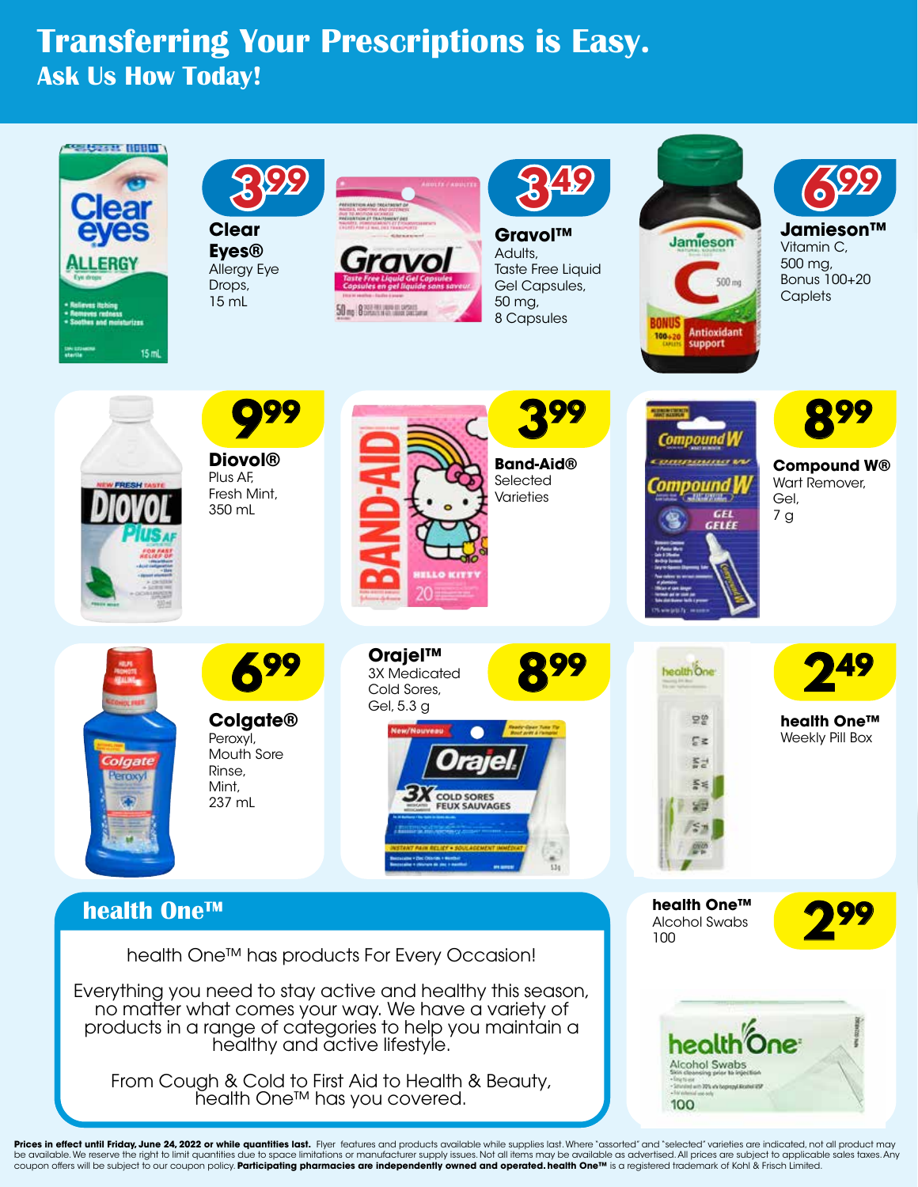# Transferring Your Prescriptions is Easy.

## Ask Us How Today!

**3.99**
**Clear Eyes®**
Allergy Eye Drops,
15 mL

**3.49**
**Gravol™**
Adults,
Taste Free Liquid Gel Capsules,
50 mg,
8 Capsules

**6.99**
**Jamieson™**
Vitamin C,
500 mg,
Bonus 100+20 Caplets

**9.99**
**Diovol®**
Plus AF,
Fresh Mint,
350 mL

**3.99**
**Band-Aid®**
Selected Varieties

**8.99**
**Compound W®**
Wart Remover,
Gel,
7 g

**6.99**
**Colgate®**
Peroxyl,
Mouth Sore Rinse,
Mint,
237 mL

**8.99**
**Orajel™**
3X Medicated Cold Sores,
Gel, 5.3 g

**2.49**
**health One™**
Weekly Pill Box

## health One™

health One™ has products For Every Occasion!

Everything you need to stay active and healthy this season, no matter what comes your way. We have a variety of products in a range of categories to help you maintain a healthy and active lifestyle.

From Cough & Cold to First Aid to Health & Beauty, health One™ has you covered.

**2.99**
**health One™**
Alcohol Swabs
100

**Prices in effect until Friday, June 24, 2022 or while quantities last.** Flyer features and products available while supplies last. Where "assorted" and "selected" varieties are indicated, not all product may be available. We reserve the right to limit quantities due to space limitations or manufacturer supply issues. Not all items may be available as advertised. All prices are subject to applicable sales taxes. Any coupon offers will be subject to our coupon policy. **Participating pharmacies are independently owned and operated. health One™** is a registered trademark of Kohl & Frisch Limited.